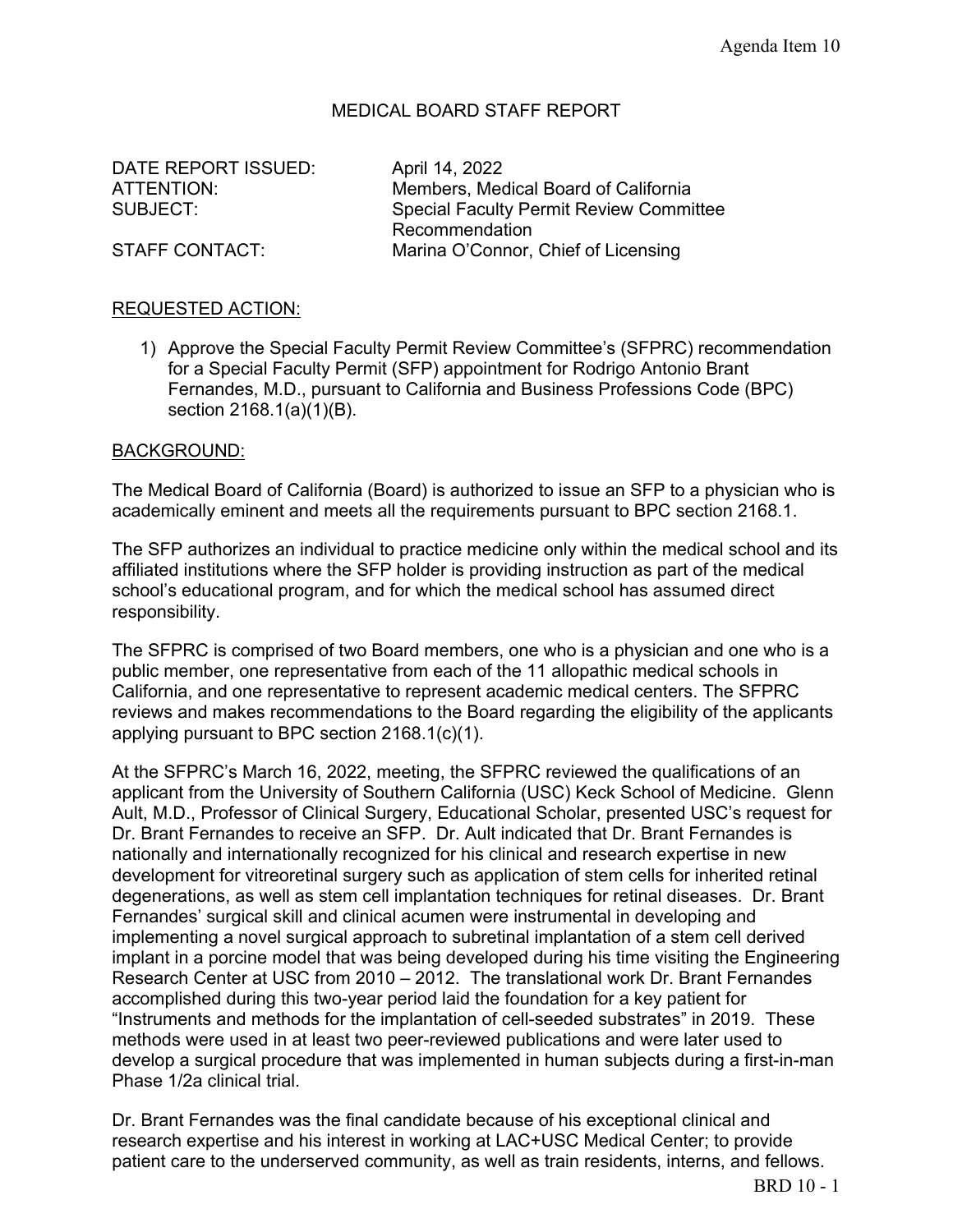Agenda Item 10

# MEDICAL BOARD STAFF REPORT

DATE REPORT ISSUED: April 14, 2022
ATTENTION: Members, Medical Board of California
SUBJECT: Special Faculty Permit Review Committee Recommendation
STAFF CONTACT: Marina O'Connor, Chief of Licensing

## REQUESTED ACTION:

1) Approve the Special Faculty Permit Review Committee's (SFPRC) recommendation for a Special Faculty Permit (SFP) appointment for Rodrigo Antonio Brant Fernandes, M.D., pursuant to California and Business Professions Code (BPC) section 2168.1(a)(1)(B).

## BACKGROUND:

The Medical Board of California (Board) is authorized to issue an SFP to a physician who is academically eminent and meets all the requirements pursuant to BPC section 2168.1.

The SFP authorizes an individual to practice medicine only within the medical school and its affiliated institutions where the SFP holder is providing instruction as part of the medical school's educational program, and for which the medical school has assumed direct responsibility.

The SFPRC is comprised of two Board members, one who is a physician and one who is a public member, one representative from each of the 11 allopathic medical schools in California, and one representative to represent academic medical centers. The SFPRC reviews and makes recommendations to the Board regarding the eligibility of the applicants applying pursuant to BPC section 2168.1(c)(1).

At the SFPRC's March 16, 2022, meeting, the SFPRC reviewed the qualifications of an applicant from the University of Southern California (USC) Keck School of Medicine. Glenn Ault, M.D., Professor of Clinical Surgery, Educational Scholar, presented USC's request for Dr. Brant Fernandes to receive an SFP. Dr. Ault indicated that Dr. Brant Fernandes is nationally and internationally recognized for his clinical and research expertise in new development for vitreoretinal surgery such as application of stem cells for inherited retinal degenerations, as well as stem cell implantation techniques for retinal diseases. Dr. Brant Fernandes' surgical skill and clinical acumen were instrumental in developing and implementing a novel surgical approach to subretinal implantation of a stem cell derived implant in a porcine model that was being developed during his time visiting the Engineering Research Center at USC from 2010 – 2012. The translational work Dr. Brant Fernandes accomplished during this two-year period laid the foundation for a key patient for "Instruments and methods for the implantation of cell-seeded substrates" in 2019. These methods were used in at least two peer-reviewed publications and were later used to develop a surgical procedure that was implemented in human subjects during a first-in-man Phase 1/2a clinical trial.

Dr. Brant Fernandes was the final candidate because of his exceptional clinical and research expertise and his interest in working at LAC+USC Medical Center; to provide patient care to the underserved community, as well as train residents, interns, and fellows.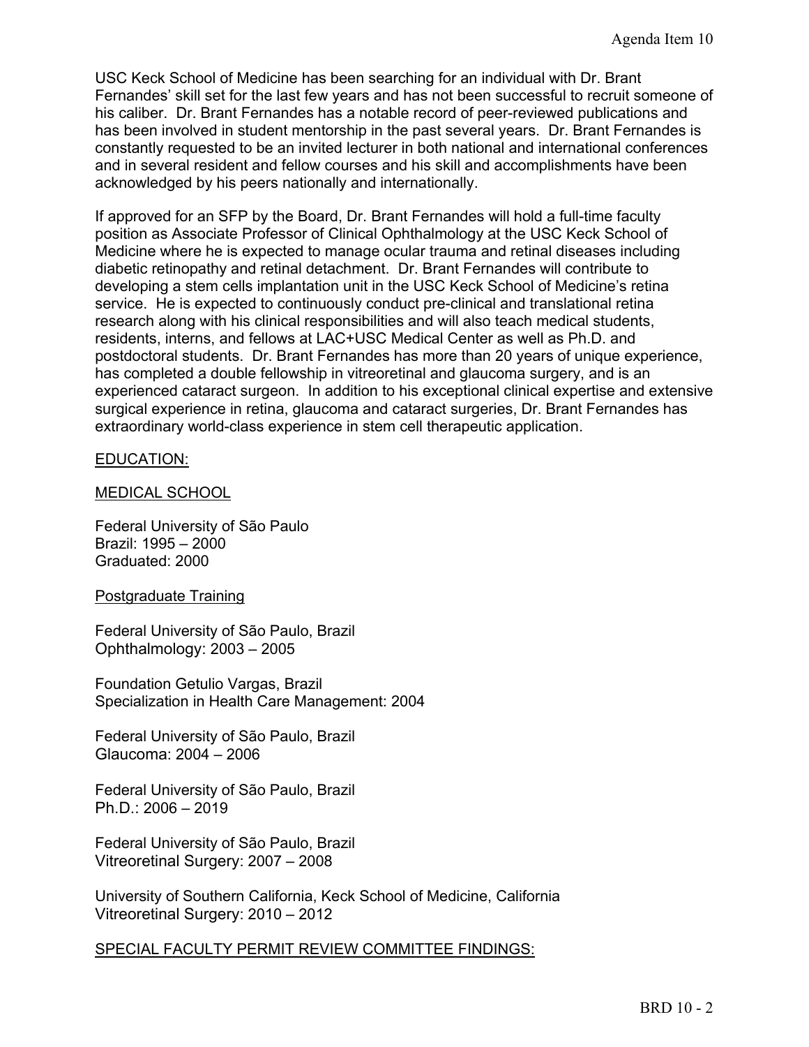USC Keck School of Medicine has been searching for an individual with Dr. Brant Fernandes' skill set for the last few years and has not been successful to recruit someone of his caliber. Dr. Brant Fernandes has a notable record of peer-reviewed publications and has been involved in student mentorship in the past several years. Dr. Brant Fernandes is constantly requested to be an invited lecturer in both national and international conferences and in several resident and fellow courses and his skill and accomplishments have been acknowledged by his peers nationally and internationally.

If approved for an SFP by the Board, Dr. Brant Fernandes will hold a full-time faculty position as Associate Professor of Clinical Ophthalmology at the USC Keck School of Medicine where he is expected to manage ocular trauma and retinal diseases including diabetic retinopathy and retinal detachment. Dr. Brant Fernandes will contribute to developing a stem cells implantation unit in the USC Keck School of Medicine's retina service. He is expected to continuously conduct pre-clinical and translational retina research along with his clinical responsibilities and will also teach medical students, residents, interns, and fellows at LAC+USC Medical Center as well as Ph.D. and postdoctoral students. Dr. Brant Fernandes has more than 20 years of unique experience, has completed a double fellowship in vitreoretinal and glaucoma surgery, and is an experienced cataract surgeon. In addition to his exceptional clinical expertise and extensive surgical experience in retina, glaucoma and cataract surgeries, Dr. Brant Fernandes has extraordinary world-class experience in stem cell therapeutic application.

## EDUCATION:

### MEDICAL SCHOOL

Federal University of São Paulo
Brazil: 1995 – 2000
Graduated: 2000

### Postgraduate Training

Federal University of São Paulo, Brazil
Ophthalmology: 2003 – 2005

Foundation Getulio Vargas, Brazil
Specialization in Health Care Management: 2004

Federal University of São Paulo, Brazil
Glaucoma: 2004 – 2006

Federal University of São Paulo, Brazil
Ph.D.: 2006 – 2019

Federal University of São Paulo, Brazil
Vitreoretinal Surgery: 2007 – 2008

University of Southern California, Keck School of Medicine, California
Vitreoretinal Surgery: 2010 – 2012

## SPECIAL FACULTY PERMIT REVIEW COMMITTEE FINDINGS: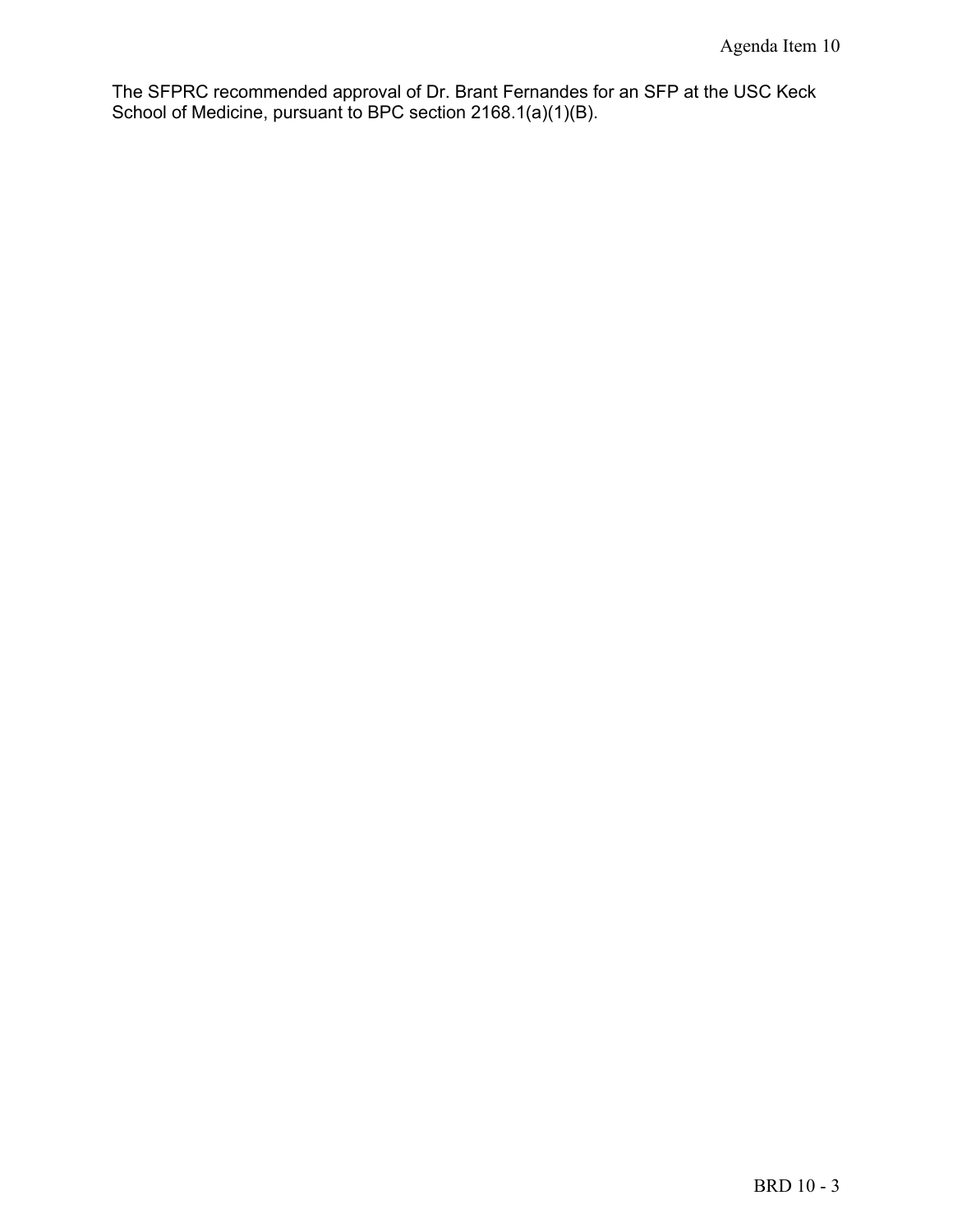The SFPRC recommended approval of Dr. Brant Fernandes for an SFP at the USC Keck School of Medicine, pursuant to BPC section 2168.1(a)(1)(B).